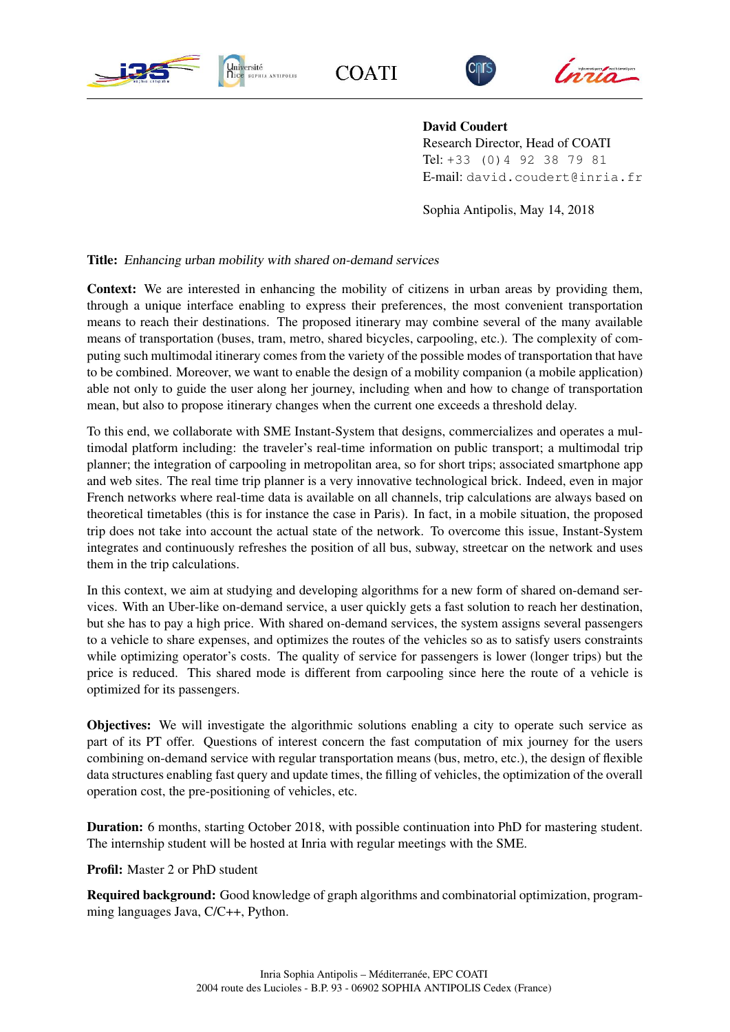COATI

**David Coudert**
Research Director, Head of COATI
Tel: +33 (0)4 92 38 79 81
E-mail: david.coudert@inria.fr

Sophia Antipolis, May 14, 2018

**Title:** *Enhancing urban mobility with shared on-demand services*

**Context:** We are interested in enhancing the mobility of citizens in urban areas by providing them, through a unique interface enabling to express their preferences, the most convenient transportation means to reach their destinations. The proposed itinerary may combine several of the many available means of transportation (buses, tram, metro, shared bicycles, carpooling, etc.). The complexity of computing such multimodal itinerary comes from the variety of the possible modes of transportation that have to be combined. Moreover, we want to enable the design of a mobility companion (a mobile application) able not only to guide the user along her journey, including when and how to change of transportation mean, but also to propose itinerary changes when the current one exceeds a threshold delay.

To this end, we collaborate with SME Instant-System that designs, commercializes and operates a multimodal platform including: the traveler's real-time information on public transport; a multimodal trip planner; the integration of carpooling in metropolitan area, so for short trips; associated smartphone app and web sites. The real time trip planner is a very innovative technological brick. Indeed, even in major French networks where real-time data is available on all channels, trip calculations are always based on theoretical timetables (this is for instance the case in Paris). In fact, in a mobile situation, the proposed trip does not take into account the actual state of the network. To overcome this issue, Instant-System integrates and continuously refreshes the position of all bus, subway, streetcar on the network and uses them in the trip calculations.

In this context, we aim at studying and developing algorithms for a new form of shared on-demand services. With an Uber-like on-demand service, a user quickly gets a fast solution to reach her destination, but she has to pay a high price. With shared on-demand services, the system assigns several passengers to a vehicle to share expenses, and optimizes the routes of the vehicles so as to satisfy users constraints while optimizing operator's costs. The quality of service for passengers is lower (longer trips) but the price is reduced. This shared mode is different from carpooling since here the route of a vehicle is optimized for its passengers.

**Objectives:** We will investigate the algorithmic solutions enabling a city to operate such service as part of its PT offer. Questions of interest concern the fast computation of mix journey for the users combining on-demand service with regular transportation means (bus, metro, etc.), the design of flexible data structures enabling fast query and update times, the filling of vehicles, the optimization of the overall operation cost, the pre-positioning of vehicles, etc.

**Duration:** 6 months, starting October 2018, with possible continuation into PhD for mastering student. The internship student will be hosted at Inria with regular meetings with the SME.

**Profil:** Master 2 or PhD student

**Required background:** Good knowledge of graph algorithms and combinatorial optimization, programming languages Java, C/C++, Python.

Inria Sophia Antipolis – Méditerranée, EPC COATI
2004 route des Lucioles - B.P. 93 - 06902 SOPHIA ANTIPOLIS Cedex (France)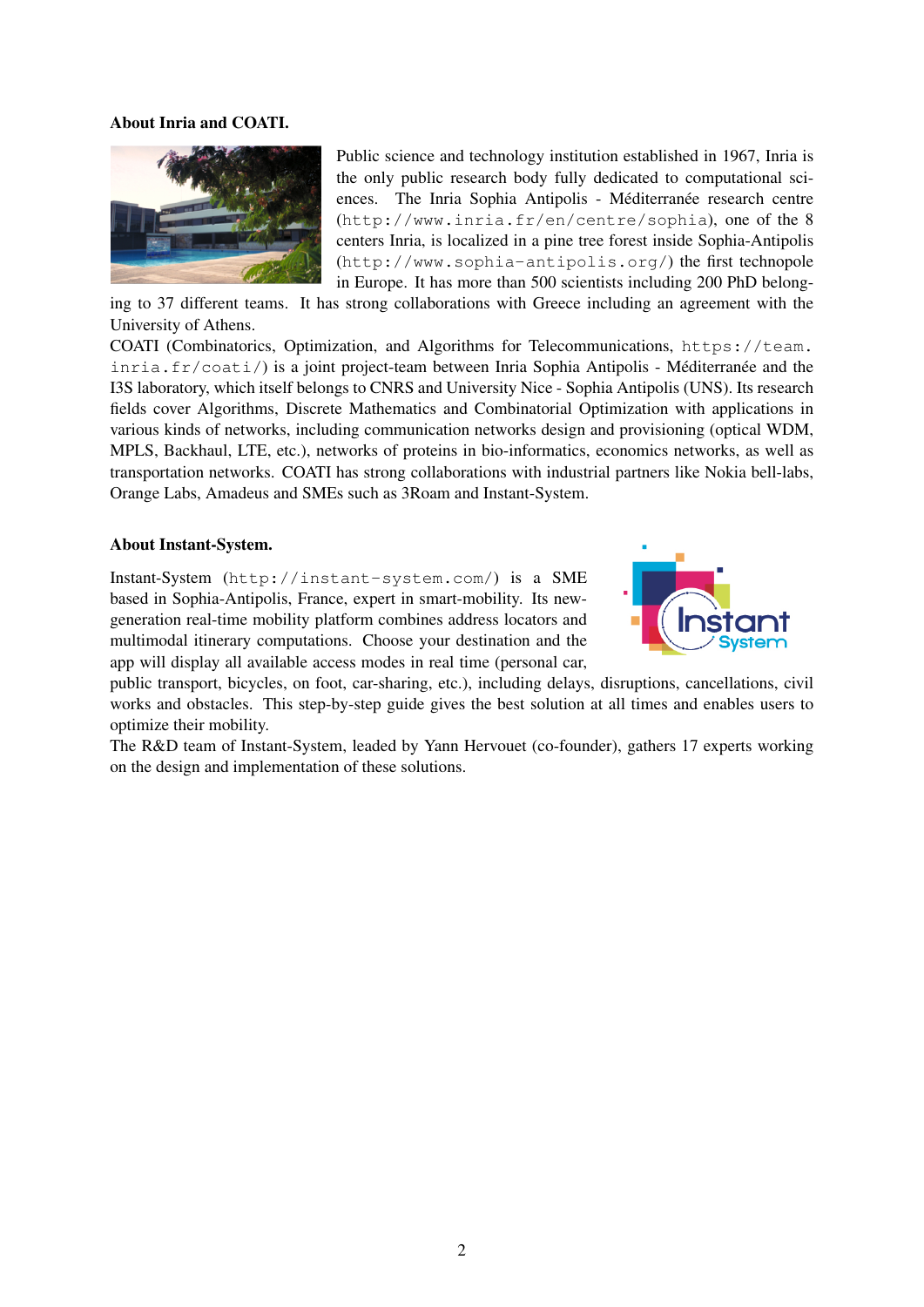**About Inria and COATI.**

Public science and technology institution established in 1967, Inria is the only public research body fully dedicated to computational sciences. The Inria Sophia Antipolis - Méditerranée research centre (http://www.inria.fr/en/centre/sophia), one of the 8 centers Inria, is localized in a pine tree forest inside Sophia-Antipolis (http://www.sophia-antipolis.org/) the first technopole in Europe. It has more than 500 scientists including 200 PhD belonging to 37 different teams. It has strong collaborations with Greece including an agreement with the University of Athens.

COATI (Combinatorics, Optimization, and Algorithms for Telecommunications, https://team.inria.fr/coati/) is a joint project-team between Inria Sophia Antipolis - Méditerranée and the I3S laboratory, which itself belongs to CNRS and University Nice - Sophia Antipolis (UNS). Its research fields cover Algorithms, Discrete Mathematics and Combinatorial Optimization with applications in various kinds of networks, including communication networks design and provisioning (optical WDM, MPLS, Backhaul, LTE, etc.), networks of proteins in bio-informatics, economics networks, as well as transportation networks. COATI has strong collaborations with industrial partners like Nokia bell-labs, Orange Labs, Amadeus and SMEs such as 3Roam and Instant-System.

**About Instant-System.**

Instant-System (http://instant-system.com/) is a SME based in Sophia-Antipolis, France, expert in smart-mobility. Its new-generation real-time mobility platform combines address locators and multimodal itinerary computations. Choose your destination and the app will display all available access modes in real time (personal car, public transport, bicycles, on foot, car-sharing, etc.), including delays, disruptions, cancellations, civil works and obstacles. This step-by-step guide gives the best solution at all times and enables users to optimize their mobility.

The R&D team of Instant-System, leaded by Yann Hervouet (co-founder), gathers 17 experts working on the design and implementation of these solutions.